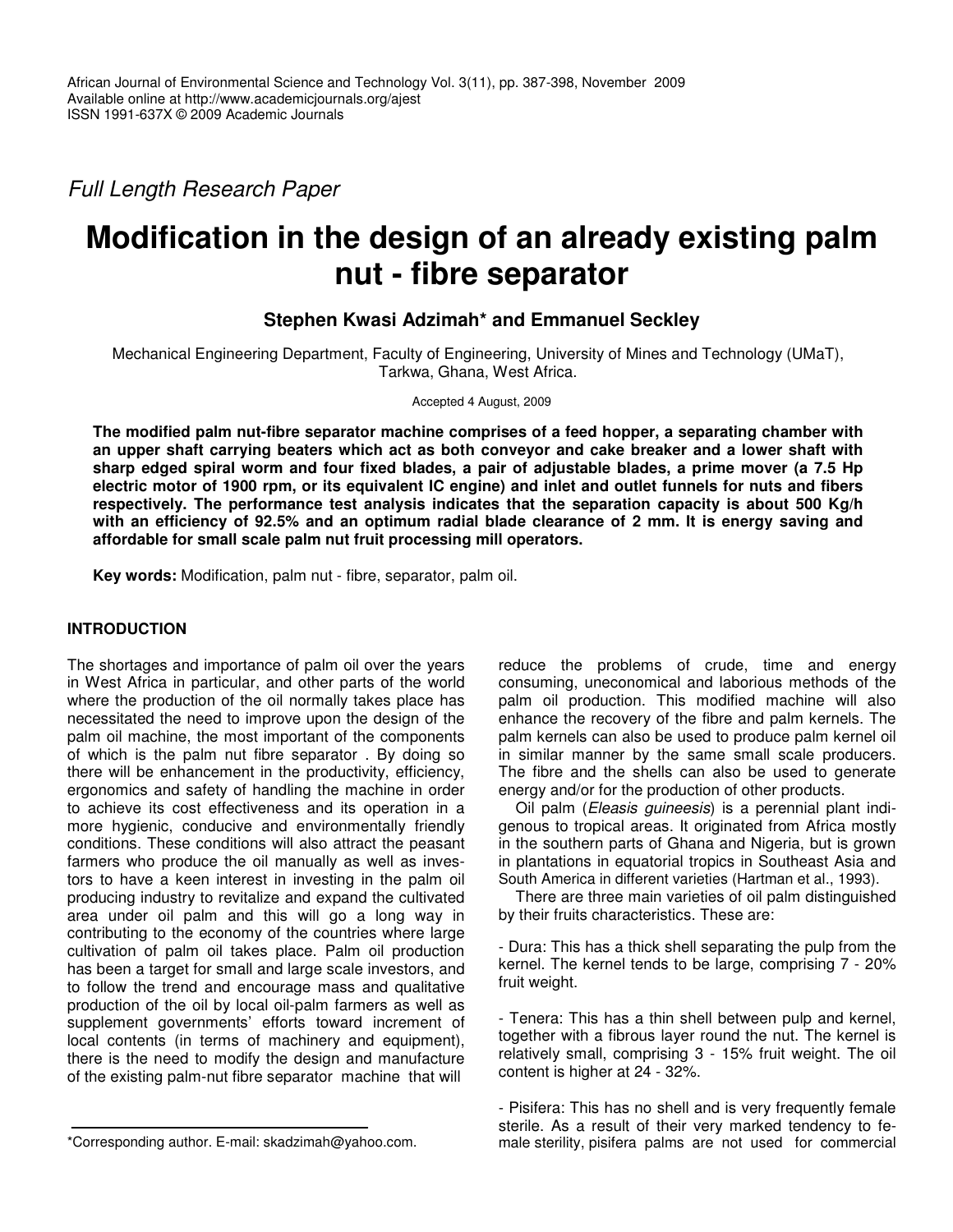Full Length Research Paper

# Modification in the design of an already existing palm nut - fibre separator

**Stephen Kwasi Adzimah\* and Emmanuel Seckley**

Mechanical Engineering Department, Faculty of Engineering, University of Mines and Technology (UMaT), Tarkwa, Ghana, West Africa.

Accepted 4 August, 2009

**The modified palm nut-fibre separator machine comprises of a feed hopper, a separating chamber with an upper shaft carrying beaters which act as both conveyor and cake breaker and a lower shaft with sharp edged spiral worm and four fixed blades, a pair of adjustable blades, a prime mover (a 7.5 Hp electric motor of 1900 rpm, or its equivalent IC engine) and inlet and outlet funnels for nuts and fibers respectively. The performance test analysis indicates that the separation capacity is about 500 Kg/h with an efficiency of 92.5% and an optimum radial blade clearance of 2 mm. It is energy saving and affordable for small scale palm nut fruit processing mill operators.**

**Key words:** Modification, palm nut - fibre, separator, palm oil.

## INTRODUCTION

The shortages and importance of palm oil over the years in West Africa in particular, and other parts of the world where the production of the oil normally takes place has necessitated the need to improve upon the design of the palm oil machine, the most important of the components of which is the palm nut fibre separator . By doing so there will be enhancement in the productivity, efficiency, ergonomics and safety of handling the machine in order to achieve its cost effectiveness and its operation in a more hygienic, conducive and environmentally friendly conditions. These conditions will also attract the peasant farmers who produce the oil manually as well as investors to have a keen interest in investing in the palm oil producing industry to revitalize and expand the cultivated area under oil palm and this will go a long way in contributing to the economy of the countries where large cultivation of palm oil takes place. Palm oil production has been a target for small and large scale investors, and to follow the trend and encourage mass and qualitative production of the oil by local oil-palm farmers as well as supplement governments' efforts toward increment of local contents (in terms of machinery and equipment), there is the need to modify the design and manufacture of the existing palm-nut fibre separator machine that will reduce the problems of crude, time and energy consuming, uneconomical and laborious methods of the palm oil production. This modified machine will also enhance the recovery of the fibre and palm kernels. The palm kernels can also be used to produce palm kernel oil in similar manner by the same small scale producers. The fibre and the shells can also be used to generate energy and/or for the production of other products.

Oil palm (*Eleasis guineesis*) is a perennial plant indigenous to tropical areas. It originated from Africa mostly in the southern parts of Ghana and Nigeria, but is grown in plantations in equatorial tropics in Southeast Asia and South America in different varieties (Hartman et al., 1993).

There are three main varieties of oil palm distinguished by their fruits characteristics. These are:

- Dura: This has a thick shell separating the pulp from the kernel. The kernel tends to be large, comprising 7 - 20% fruit weight.

- Tenera: This has a thin shell between pulp and kernel, together with a fibrous layer round the nut. The kernel is relatively small, comprising 3 - 15% fruit weight. The oil content is higher at 24 - 32%.

- Pisifera: This has no shell and is very frequently female sterile. As a result of their very marked tendency to female sterility, pisifera palms are not used for commercial

\*Corresponding author. E-mail: skadzimah@yahoo.com.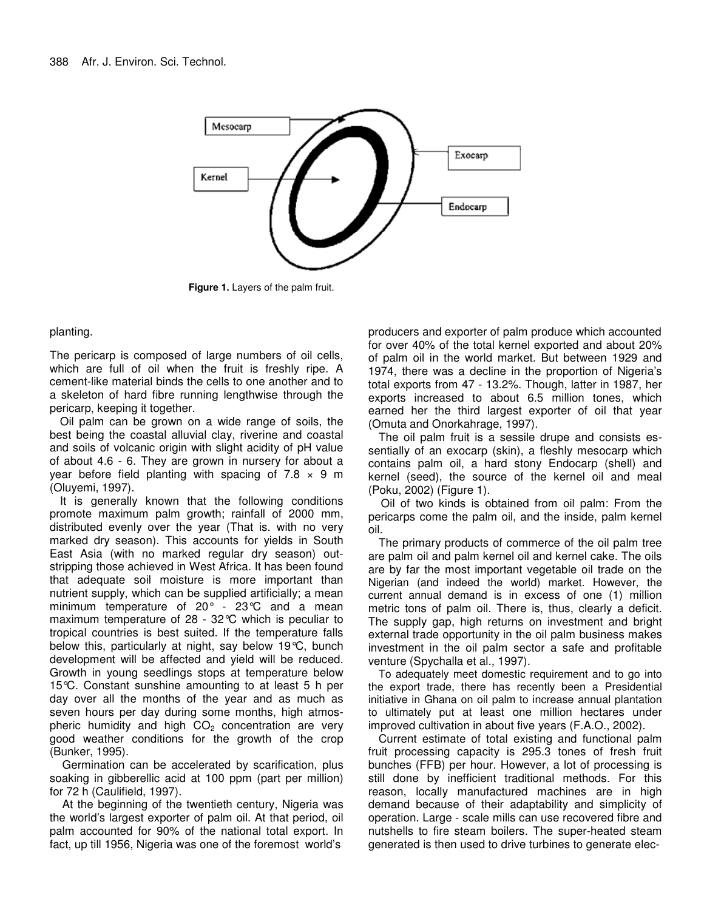Figure 1. Layers of the palm fruit.

planting.

The pericarp is composed of large numbers of oil cells, which are full of oil when the fruit is freshly ripe. A cement-like material binds the cells to one another and to a skeleton of hard fibre running lengthwise through the pericarp, keeping it together.

Oil palm can be grown on a wide range of soils, the best being the coastal alluvial clay, riverine and coastal and soils of volcanic origin with slight acidity of pH value of about 4.6 - 6. They are grown in nursery for about a year before field planting with spacing of 7.8 × 9 m (Oluyemi, 1997).

It is generally known that the following conditions promote maximum palm growth; rainfall of 2000 mm, distributed evenly over the year (That is. with no very marked dry season). This accounts for yields in South East Asia (with no marked regular dry season) outstripping those achieved in West Africa. It has been found that adequate soil moisture is more important than nutrient supply, which can be supplied artificially; a mean minimum temperature of 20° - 23°C and a mean maximum temperature of 28 - 32°C which is peculiar to tropical countries is best suited. If the temperature falls below this, particularly at night, say below 19°C, bunch development will be affected and yield will be reduced. Growth in young seedlings stops at temperature below 15°C. Constant sunshine amounting to at least 5 h per day over all the months of the year and as much as seven hours per day during some months, high atmospheric humidity and high $CO_2$ concentration are very good weather conditions for the growth of the crop (Bunker, 1995).

Germination can be accelerated by scarification, plus soaking in gibberellic acid at 100 ppm (part per million) for 72 h (Caulifield, 1997).

At the beginning of the twentieth century, Nigeria was the world's largest exporter of palm oil. At that period, oil palm accounted for 90% of the national total export. In fact, up till 1956, Nigeria was one of the foremost world's producers and exporter of palm produce which accounted for over 40% of the total kernel exported and about 20% of palm oil in the world market. But between 1929 and 1974, there was a decline in the proportion of Nigeria's total exports from 47 - 13.2%. Though, latter in 1987, her exports increased to about 6.5 million tones, which earned her the third largest exporter of oil that year (Omuta and Onorkahrage, 1997).

The oil palm fruit is a sessile drupe and consists essentially of an exocarp (skin), a fleshly mesocarp which contains palm oil, a hard stony Endocarp (shell) and kernel (seed), the source of the kernel oil and meal (Poku, 2002) (Figure 1).

Oil of two kinds is obtained from oil palm: From the pericarps come the palm oil, and the inside, palm kernel oil.

The primary products of commerce of the oil palm tree are palm oil and palm kernel oil and kernel cake. The oils are by far the most important vegetable oil trade on the Nigerian (and indeed the world) market. However, the current annual demand is in excess of one (1) million metric tons of palm oil. There is, thus, clearly a deficit. The supply gap, high returns on investment and bright external trade opportunity in the oil palm business makes investment in the oil palm sector a safe and profitable venture (Spychalla et al., 1997).

To adequately meet domestic requirement and to go into the export trade, there has recently been a Presidential initiative in Ghana on oil palm to increase annual plantation to ultimately put at least one million hectares under improved cultivation in about five years (F.A.O., 2002).

Current estimate of total existing and functional palm fruit processing capacity is 295.3 tones of fresh fruit bunches (FFB) per hour. However, a lot of processing is still done by inefficient traditional methods. For this reason, locally manufactured machines are in high demand because of their adaptability and simplicity of operation. Large - scale mills can use recovered fibre and nutshells to fire steam boilers. The super-heated steam generated is then used to drive turbines to generate elec-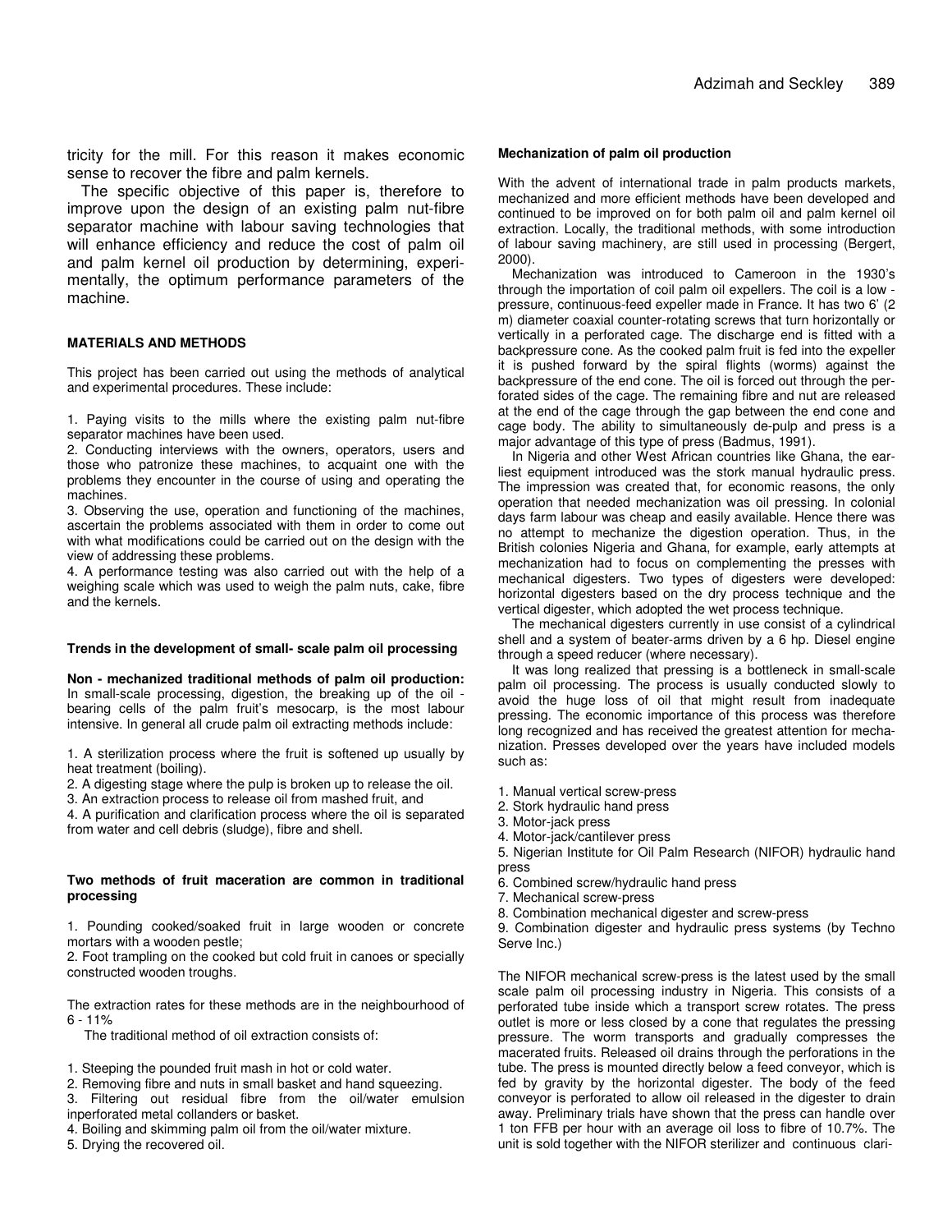tricity for the mill. For this reason it makes economic sense to recover the fibre and palm kernels.

The specific objective of this paper is, therefore to improve upon the design of an existing palm nut-fibre separator machine with labour saving technologies that will enhance efficiency and reduce the cost of palm oil and palm kernel oil production by determining, experimentally, the optimum performance parameters of the machine.

## MATERIALS AND METHODS

This project has been carried out using the methods of analytical and experimental procedures. These include:

1. Paying visits to the mills where the existing palm nut-fibre separator machines have been used.
2. Conducting interviews with the owners, operators, users and those who patronize these machines, to acquaint one with the problems they encounter in the course of using and operating the machines.
3. Observing the use, operation and functioning of the machines, ascertain the problems associated with them in order to come out with what modifications could be carried out on the design with the view of addressing these problems.
4. A performance testing was also carried out with the help of a weighing scale which was used to weigh the palm nuts, cake, fibre and the kernels.

### Trends in the development of small- scale palm oil processing

**Non - mechanized traditional methods of palm oil production:** In small-scale processing, digestion, the breaking up of the oil - bearing cells of the palm fruit's mesocarp, is the most labour intensive. In general all crude palm oil extracting methods include:

1. A sterilization process where the fruit is softened up usually by heat treatment (boiling).
2. A digesting stage where the pulp is broken up to release the oil.
3. An extraction process to release oil from mashed fruit, and
4. A purification and clarification process where the oil is separated from water and cell debris (sludge), fibre and shell.

### Two methods of fruit maceration are common in traditional processing

1. Pounding cooked/soaked fruit in large wooden or concrete mortars with a wooden pestle;
2. Foot trampling on the cooked but cold fruit in canoes or specially constructed wooden troughs.

The extraction rates for these methods are in the neighbourhood of 6 - 11%

The traditional method of oil extraction consists of:

1. Steeping the pounded fruit mash in hot or cold water.
2. Removing fibre and nuts in small basket and hand squeezing.
3. Filtering out residual fibre from the oil/water emulsion inperforated metal collanders or basket.
4. Boiling and skimming palm oil from the oil/water mixture.
5. Drying the recovered oil.

### Mechanization of palm oil production

With the advent of international trade in palm products markets, mechanized and more efficient methods have been developed and continued to be improved on for both palm oil and palm kernel oil extraction. Locally, the traditional methods, with some introduction of labour saving machinery, are still used in processing (Bergert, 2000).

Mechanization was introduced to Cameroon in the 1930's through the importation of coil palm oil expellers. The coil is a low - pressure, continuous-feed expeller made in France. It has two 6' (2 m) diameter coaxial counter-rotating screws that turn horizontally or vertically in a perforated cage. The discharge end is fitted with a backpressure cone. As the cooked palm fruit is fed into the expeller it is pushed forward by the spiral flights (worms) against the backpressure of the end cone. The oil is forced out through the perforated sides of the cage. The remaining fibre and nut are released at the end of the cage through the gap between the end cone and cage body. The ability to simultaneously de-pulp and press is a major advantage of this type of press (Badmus, 1991).

In Nigeria and other West African countries like Ghana, the earliest equipment introduced was the stork manual hydraulic press. The impression was created that, for economic reasons, the only operation that needed mechanization was oil pressing. In colonial days farm labour was cheap and easily available. Hence there was no attempt to mechanize the digestion operation. Thus, in the British colonies Nigeria and Ghana, for example, early attempts at mechanization had to focus on complementing the presses with mechanical digesters. Two types of digesters were developed: horizontal digesters based on the dry process technique and the vertical digester, which adopted the wet process technique.

The mechanical digesters currently in use consist of a cylindrical shell and a system of beater-arms driven by a 6 hp. Diesel engine through a speed reducer (where necessary).

It was long realized that pressing is a bottleneck in small-scale palm oil processing. The process is usually conducted slowly to avoid the huge loss of oil that might result from inadequate pressing. The economic importance of this process was therefore long recognized and has received the greatest attention for mechanization. Presses developed over the years have included models such as:

1. Manual vertical screw-press
2. Stork hydraulic hand press
3. Motor-jack press
4. Motor-jack/cantilever press
5. Nigerian Institute for Oil Palm Research (NIFOR) hydraulic hand press
6. Combined screw/hydraulic hand press
7. Mechanical screw-press
8. Combination mechanical digester and screw-press
9. Combination digester and hydraulic press systems (by Techno Serve Inc.)

The NIFOR mechanical screw-press is the latest used by the small scale palm oil processing industry in Nigeria. This consists of a perforated tube inside which a transport screw rotates. The press outlet is more or less closed by a cone that regulates the pressing pressure. The worm transports and gradually compresses the macerated fruits. Released oil drains through the perforations in the tube. The press is mounted directly below a feed conveyor, which is fed by gravity by the horizontal digester. The body of the feed conveyor is perforated to allow oil released in the digester to drain away. Preliminary trials have shown that the press can handle over 1 ton FFB per hour with an average oil loss to fibre of 10.7%. The unit is sold together with the NIFOR sterilizer and continuous clari-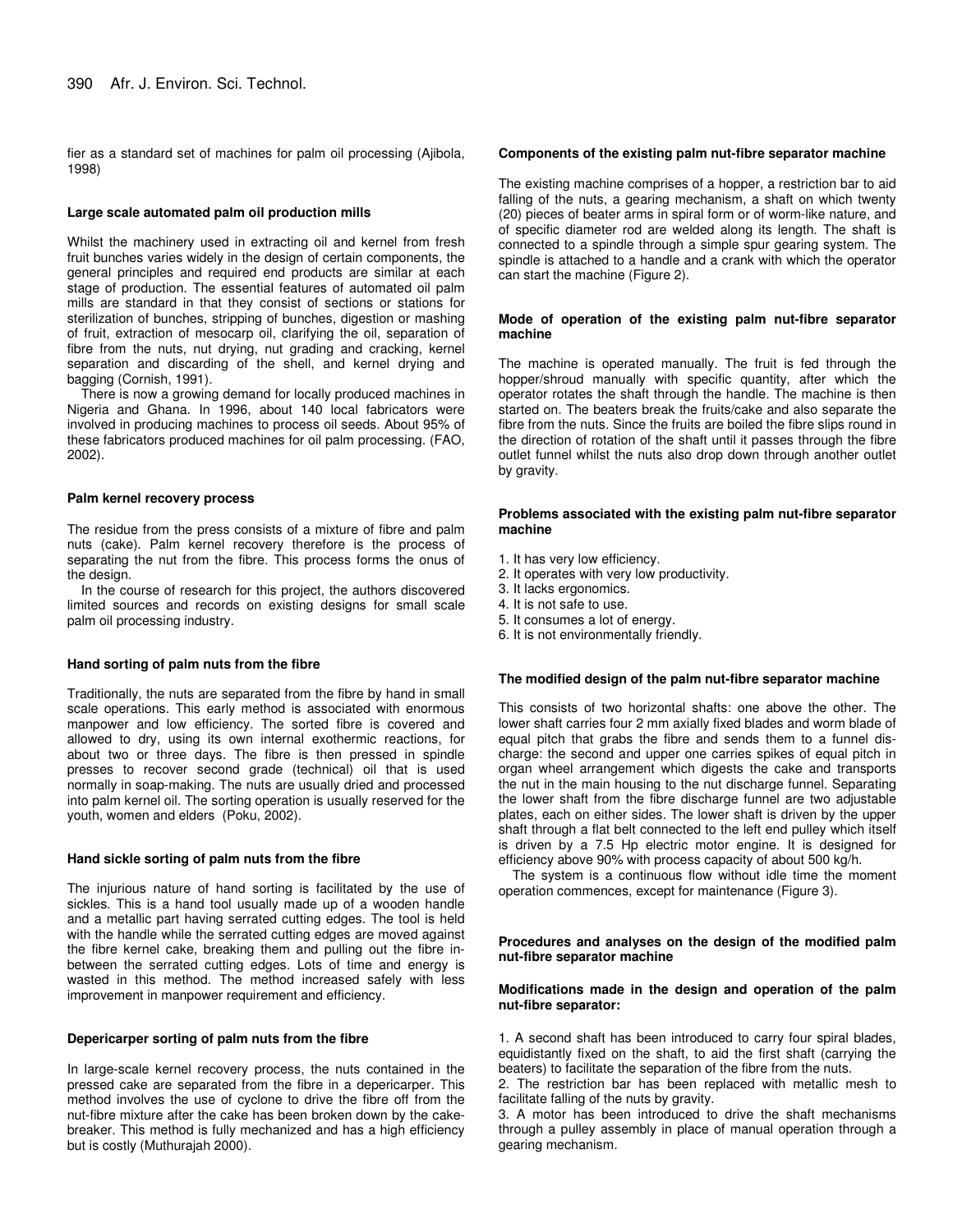fier as a standard set of machines for palm oil processing (Ajibola, 1998)

### Large scale automated palm oil production mills

Whilst the machinery used in extracting oil and kernel from fresh fruit bunches varies widely in the design of certain components, the general principles and required end products are similar at each stage of production. The essential features of automated oil palm mills are standard in that they consist of sections or stations for sterilization of bunches, stripping of bunches, digestion or mashing of fruit, extraction of mesocarp oil, clarifying the oil, separation of fibre from the nuts, nut drying, nut grading and cracking, kernel separation and discarding of the shell, and kernel drying and bagging (Cornish, 1991).

There is now a growing demand for locally produced machines in Nigeria and Ghana. In 1996, about 140 local fabricators were involved in producing machines to process oil seeds. About 95% of these fabricators produced machines for oil palm processing. (FAO, 2002).

### Palm kernel recovery process

The residue from the press consists of a mixture of fibre and palm nuts (cake). Palm kernel recovery therefore is the process of separating the nut from the fibre. This process forms the onus of the design.

In the course of research for this project, the authors discovered limited sources and records on existing designs for small scale palm oil processing industry.

### Hand sorting of palm nuts from the fibre

Traditionally, the nuts are separated from the fibre by hand in small scale operations. This early method is associated with enormous manpower and low efficiency. The sorted fibre is covered and allowed to dry, using its own internal exothermic reactions, for about two or three days. The fibre is then pressed in spindle presses to recover second grade (technical) oil that is used normally in soap-making. The nuts are usually dried and processed into palm kernel oil. The sorting operation is usually reserved for the youth, women and elders (Poku, 2002).

### Hand sickle sorting of palm nuts from the fibre

The injurious nature of hand sorting is facilitated by the use of sickles. This is a hand tool usually made up of a wooden handle and a metallic part having serrated cutting edges. The tool is held with the handle while the serrated cutting edges are moved against the fibre kernel cake, breaking them and pulling out the fibre in-between the serrated cutting edges. Lots of time and energy is wasted in this method. The method increased safely with less improvement in manpower requirement and efficiency.

### Depericarper sorting of palm nuts from the fibre

In large-scale kernel recovery process, the nuts contained in the pressed cake are separated from the fibre in a depericarper. This method involves the use of cyclone to drive the fibre off from the nut-fibre mixture after the cake has been broken down by the cake-breaker. This method is fully mechanized and has a high efficiency but is costly (Muthurajah 2000).

### Components of the existing palm nut-fibre separator machine

The existing machine comprises of a hopper, a restriction bar to aid falling of the nuts, a gearing mechanism, a shaft on which twenty (20) pieces of beater arms in spiral form or of worm-like nature, and of specific diameter rod are welded along its length. The shaft is connected to a spindle through a simple spur gearing system. The spindle is attached to a handle and a crank with which the operator can start the machine (Figure 2).

### Mode of operation of the existing palm nut-fibre separator machine

The machine is operated manually. The fruit is fed through the hopper/shroud manually with specific quantity, after which the operator rotates the shaft through the handle. The machine is then started on. The beaters break the fruits/cake and also separate the fibre from the nuts. Since the fruits are boiled the fibre slips round in the direction of rotation of the shaft until it passes through the fibre outlet funnel whilst the nuts also drop down through another outlet by gravity.

### Problems associated with the existing palm nut-fibre separator machine

1. It has very low efficiency.
2. It operates with very low productivity.
3. It lacks ergonomics.
4. It is not safe to use.
5. It consumes a lot of energy.
6. It is not environmentally friendly.

### The modified design of the palm nut-fibre separator machine

This consists of two horizontal shafts: one above the other. The lower shaft carries four 2 mm axially fixed blades and worm blade of equal pitch that grabs the fibre and sends them to a funnel discharge: the second and upper one carries spikes of equal pitch in organ wheel arrangement which digests the cake and transports the nut in the main housing to the nut discharge funnel. Separating the lower shaft from the fibre discharge funnel are two adjustable plates, each on either sides. The lower shaft is driven by the upper shaft through a flat belt connected to the left end pulley which itself is driven by a 7.5 Hp electric motor engine. It is designed for efficiency above 90% with process capacity of about 500 kg/h.

The system is a continuous flow without idle time the moment operation commences, except for maintenance (Figure 3).

### Procedures and analyses on the design of the modified palm nut-fibre separator machine

#### Modifications made in the design and operation of the palm nut-fibre separator:

1. A second shaft has been introduced to carry four spiral blades, equidistantly fixed on the shaft, to aid the first shaft (carrying the beaters) to facilitate the separation of the fibre from the nuts.
2. The restriction bar has been replaced with metallic mesh to facilitate falling of the nuts by gravity.
3. A motor has been introduced to drive the shaft mechanisms through a pulley assembly in place of manual operation through a gearing mechanism.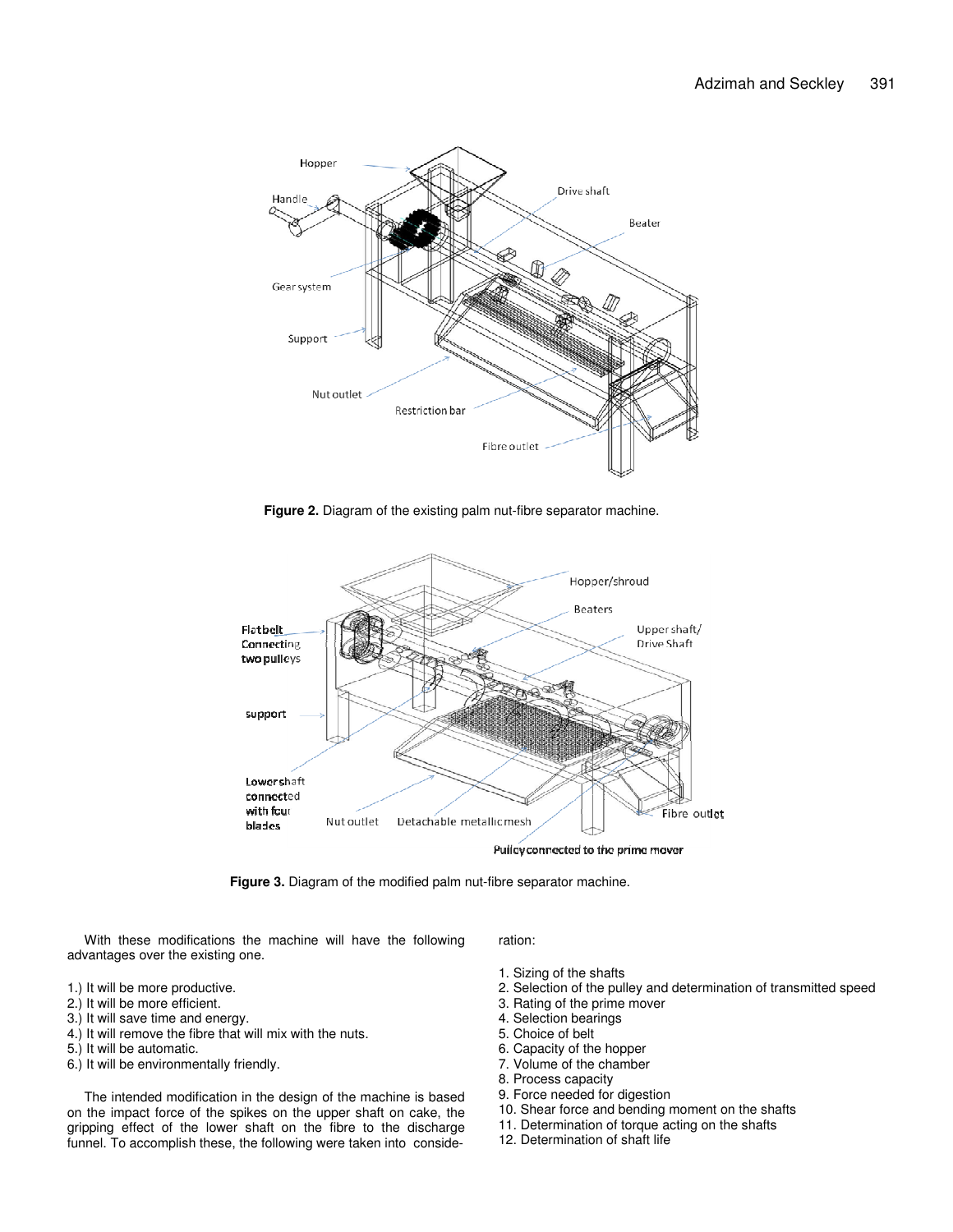**Figure 2.** Diagram of the existing palm nut-fibre separator machine.

**Figure 3.** Diagram of the modified palm nut-fibre separator machine.

With these modifications the machine will have the following advantages over the existing one.

1.) It will be more productive.
2.) It will be more efficient.
3.) It will save time and energy.
4.) It will remove the fibre that will mix with the nuts.
5.) It will be automatic.
6.) It will be environmentally friendly.

The intended modification in the design of the machine is based on the impact force of the spikes on the upper shaft on cake, the gripping effect of the lower shaft on the fibre to the discharge funnel. To accomplish these, the following were taken into consideration:

1. Sizing of the shafts
2. Selection of the pulley and determination of transmitted speed
3. Rating of the prime mover
4. Selection bearings
5. Choice of belt
6. Capacity of the hopper
7. Volume of the chamber
8. Process capacity
9. Force needed for digestion
10. Shear force and bending moment on the shafts
11. Determination of torque acting on the shafts
12. Determination of shaft life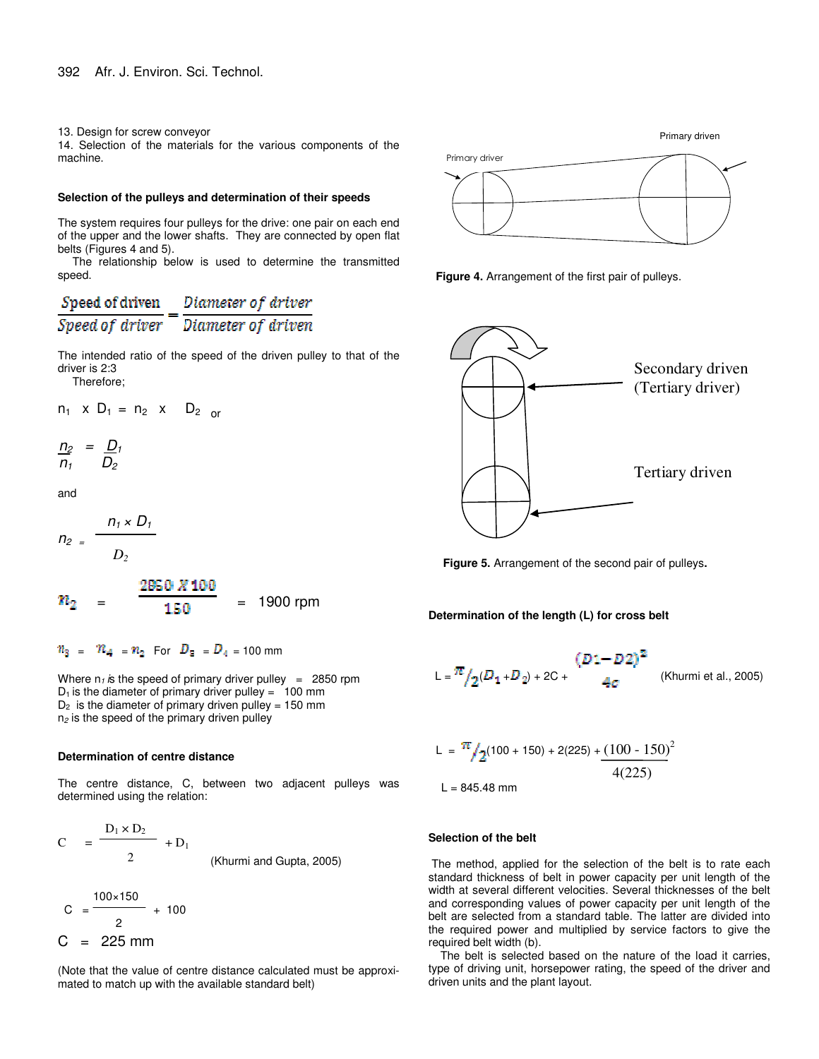13. Design for screw conveyor
14. Selection of the materials for the various components of the machine.

### Selection of the pulleys and determination of their speeds

The system requires four pulleys for the drive: one pair on each end of the upper and the lower shafts. They are connected by open flat belts (Figures 4 and 5).

The relationship below is used to determine the transmitted speed.

$$\frac{\text{Speed of driven}}{\text{Speed of driver}} = \frac{\text{Diameter of driver}}{\text{Diameter of driven}}$$

The intended ratio of the speed of the driven pulley to that of the driver is 2:3

Therefore;

$$n_1 \times D_1 = n_2 \times D_2 \text{ or}$$

$$\frac{n_2}{n_1} = \frac{D_1}{D_2}$$

and

$$n_2 = \frac{n_1 \times D_1}{D_2}$$

$$n_2 = \frac{2850 \times 100}{150} = 1900 \text{ rpm}$$

$n_3 = n_4 = n_2$ For $D_3 = D_4 = 100$ mm

Where $n_1$ is the speed of primary driver pulley = 2850 rpm
$D_1$ is the diameter of primary driver pulley = 100 mm
$D_2$ is the diameter of primary driven pulley = 150 mm
$n_2$ is the speed of the primary driven pulley

### Determination of centre distance

The centre distance, C, between two adjacent pulleys was determined using the relation:

$$C = \frac{D_1 \times D_2}{2} + D_1 \quad \text{(Khurmi and Gupta, 2005)}$$

$$C = \frac{100 \times 150}{2} + 100$$

$$C = 225 \text{ mm}$$

(Note that the value of centre distance calculated must be approximated to match up with the available standard belt)

Primary driver

Primary driven

**Figure 4.** Arrangement of the first pair of pulleys.

Secondary driven (Tertiary driver)

Tertiary driven

**Figure 5.** Arrangement of the second pair of pulleys.

### Determination of the length (L) for cross belt

$$L = \frac{\pi}{2}(D_1 + D_2) + 2C + \frac{(D_1 - D_2)^2}{4c} \quad \text{(Khurmi et al., 2005)}$$

$$L = \frac{\pi}{2}(100 + 150) + 2(225) + \frac{(100 - 150)^2}{4(225)}$$

L = 845.48 mm

### Selection of the belt

The method, applied for the selection of the belt is to rate each standard thickness of belt in power capacity per unit length of the width at several different velocities. Several thicknesses of the belt and corresponding values of power capacity per unit length of the belt are selected from a standard table. The latter are divided into the required power and multiplied by service factors to give the required belt width (b).

The belt is selected based on the nature of the load it carries, type of driving unit, horsepower rating, the speed of the driver and driven units and the plant layout.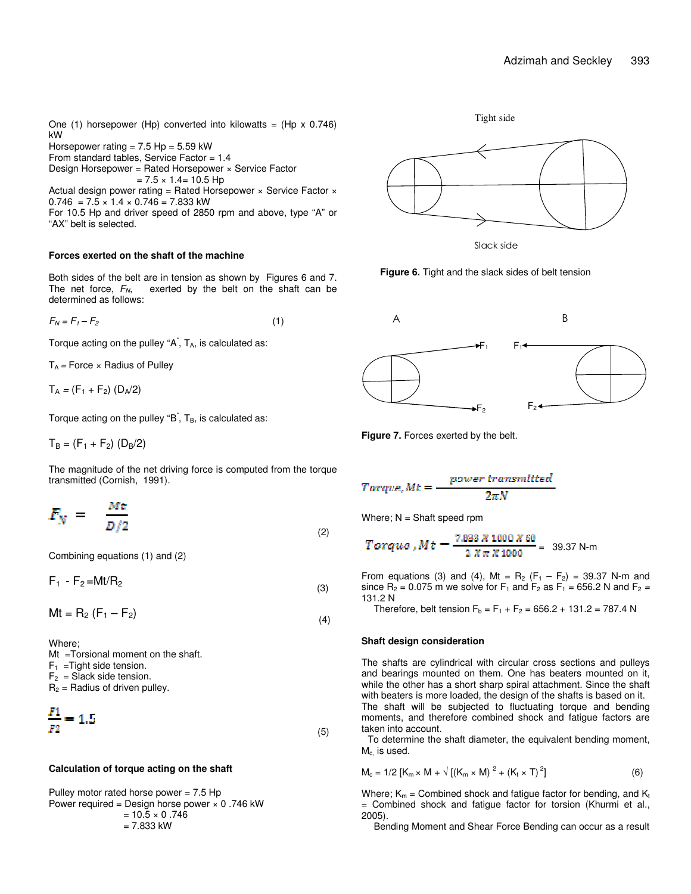One (1) horsepower (Hp) converted into kilowatts = (Hp x 0.746) kW

Horsepower rating = 7.5 Hp = 5.59 kW

From standard tables, Service Factor = 1.4

Design Horsepower = Rated Horsepower × Service Factor
= 7.5 × 1.4= 10.5 Hp

Actual design power rating = Rated Horsepower × Service Factor × 0.746 = 7.5 × 1.4 × 0.746 = 7.833 kW

For 10.5 Hp and driver speed of 2850 rpm and above, type "A" or "AX" belt is selected.

### Forces exerted on the shaft of the machine

Both sides of the belt are in tension as shown by Figures 6 and 7. The net force, $F_N$, exerted by the belt on the shaft can be determined as follows:

$$F_N = F_1 - F_2 \quad (1)$$

Torque acting on the pulley "A", $T_A$, is calculated as:

$T_A$ = Force × Radius of Pulley

$$T_A = (F_1 + F_2)(D_A/2)$$

Torque acting on the pulley "B", $T_B$, is calculated as:

$$T_B = (F_1 + F_2)(D_B/2)$$

The magnitude of the net driving force is computed from the torque transmitted (Cornish, 1991).

$$F_N = \frac{Mt}{D/2} \quad (2)$$

Combining equations (1) and (2)

$$F_1 - F_2 = Mt/R_2 \quad (3)$$

$$Mt = R_2(F_1 - F_2) \quad (4)$$

Where;
Mt =Torsional moment on the shaft.
$F_1$ =Tight side tension.
$F_2$ = Slack side tension.
$R_2$ = Radius of driven pulley.

$$\frac{F1}{F2} = 1.5 \quad (5)$$

### Calculation of torque acting on the shaft

Pulley motor rated horse power = 7.5 Hp
Power required = Design horse power × 0 .746 kW
= 10.5 × 0 .746
= 7.833 kW

Tight side

Slack side

**Figure 6.** Tight and the slack sides of belt tension

**Figure 7.** Forces exerted by the belt.

$$Torque, Mt = \frac{power\ transmitted}{2\pi N}$$

Where; N = Shaft speed rpm

$$Torque, Mt = \frac{7.833 \times 1000 \times 60}{2 \times \pi \times 1000} = 39.37 \text{ N-m}$$

From equations (3) and (4), $Mt = R_2(F_1 - F_2) = 39.37$ N-m and since $R_2 = 0.075$ m we solve for $F_1$ and $F_2$ as $F_1 = 656.2$ N and $F_2 = 131.2$ N

Therefore, belt tension $F_b = F_1 + F_2 = 656.2 + 131.2 = 787.4$ N

### Shaft design consideration

The shafts are cylindrical with circular cross sections and pulleys and bearings mounted on them. One has beaters mounted on it, while the other has a short sharp spiral attachment. Since the shaft with beaters is more loaded, the design of the shafts is based on it. The shaft will be subjected to fluctuating torque and bending moments, and therefore combined shock and fatigue factors are taken into account.

To determine the shaft diameter, the equivalent bending moment, $M_c$, is used.

$$M_c = 1/2\left[K_m \times M + \sqrt{(K_m \times M)^2 + (K_t \times T)^2}\right] \quad (6)$$

Where; $K_m$ = Combined shock and fatigue factor for bending, and $K_t$ = Combined shock and fatigue factor for torsion (Khurmi et al., 2005).

Bending Moment and Shear Force Bending can occur as a result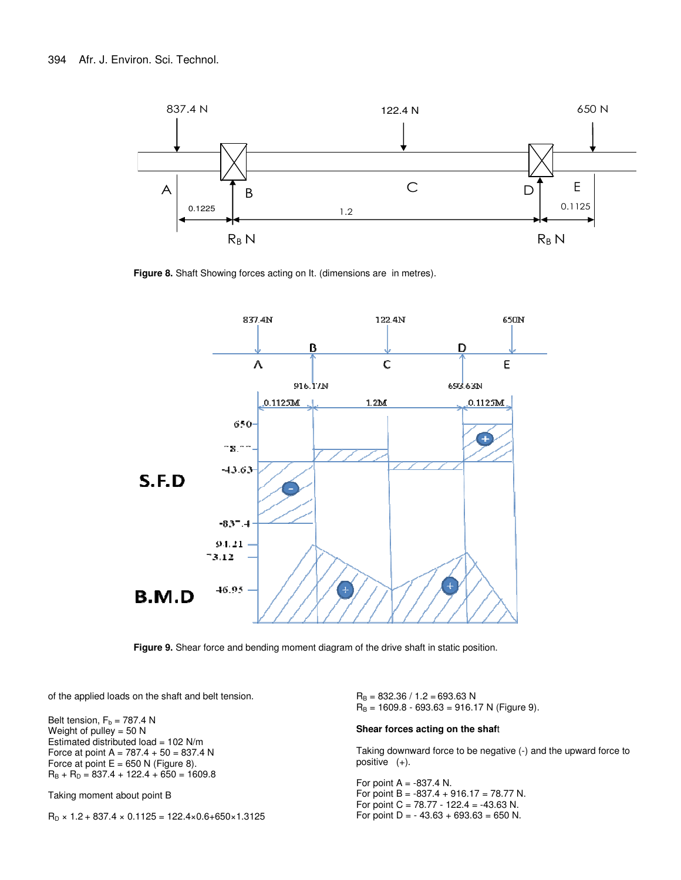Figure 8. Shaft Showing forces acting on It. (dimensions are in metres).

Figure 9. Shear force and bending moment diagram of the drive shaft in static position.

of the applied loads on the shaft and belt tension.

Belt tension, $F_b$ = 787.4 N
Weight of pulley = 50 N
Estimated distributed load = 102 N/m
Force at point A = 787.4 + 50 = 837.4 N
Force at point E = 650 N (Figure 8).
$R_B + R_D$ = 837.4 + 122.4 + 650 = 1609.8

Taking moment about point B

$R_D \times 1.2 + 837.4 \times 0.1125 = 122.4 \times 0.6 + 650 \times 1.3125$

$R_B$ = 832.36 / 1.2 = 693.63 N
$R_B$ = 1609.8 - 693.63 = 916.17 N (Figure 9).

**Shear forces acting on the shaft**

Taking downward force to be negative (-) and the upward force to positive (+).

For point A = -837.4 N.
For point B = -837.4 + 916.17 = 78.77 N.
For point C = 78.77 - 122.4 = -43.63 N.
For point D = - 43.63 + 693.63 = 650 N.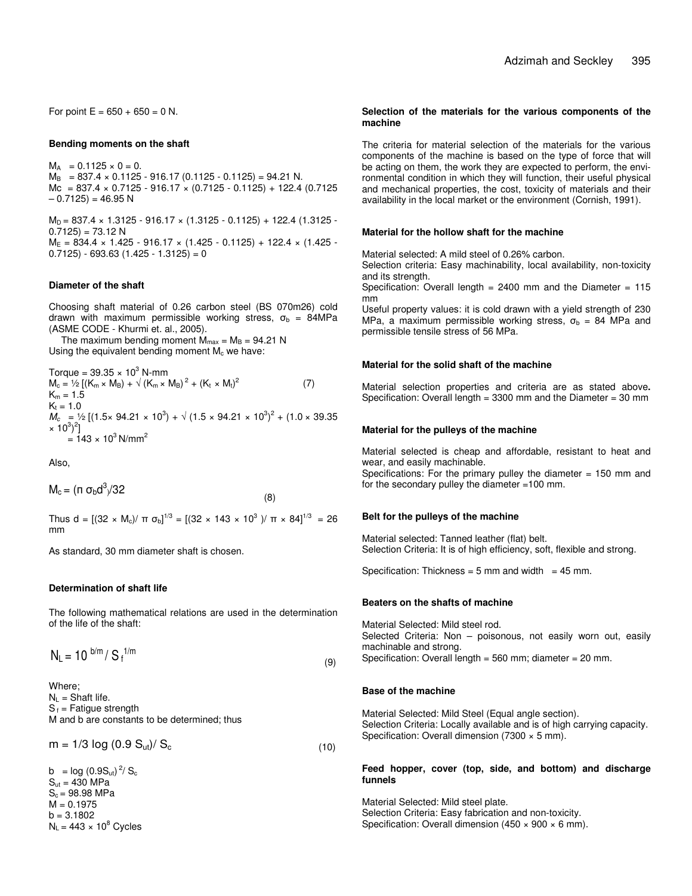For point E = 650 + 650 = 0 N.

**Bending moments on the shaft**

$M_A$ = 0.1125 × 0 = 0.
$M_B$ = 837.4 × 0.1125 - 916.17 (0.1125 - 0.1125) = 94.21 N.
Mc = 837.4 × 0.7125 - 916.17 × (0.7125 - 0.1125) + 122.4 (0.7125 – 0.7125) = 46.95 N

$M_D$ = 837.4 × 1.3125 - 916.17 × (1.3125 - 0.1125) + 122.4 (1.3125 - 0.7125) = 73.12 N
$M_E$ = 834.4 × 1.425 - 916.17 × (1.425 - 0.1125) + 122.4 × (1.425 - 0.7125) - 693.63 (1.425 - 1.3125) = 0

**Diameter of the shaft**

Choosing shaft material of 0.26 carbon steel (BS 070m26) cold drawn with maximum permissible working stress, $\sigma_b$ = 84MPa (ASME CODE - Khurmi et. al., 2005).

The maximum bending moment $M_{max}$ = $M_B$ = 94.21 N
Using the equivalent bending moment $M_c$ we have:

Torque = $39.35 \times 10^3$ N-mm

$$M_c = ½ [(K_m \times M_B) + \sqrt{(K_m \times M_B)^2 + (K_t \times M_t)^2} \quad (7)$$

$K_m$ = 1.5
$K_t$ = 1.0

$$M_c = ½ [(1.5\times 94.21 \times 10^3) + \sqrt{(1.5 \times 94.21 \times 10^3)^2 + (1.0 \times 39.35 \times 10^3)^2}]$$
$$= 143 \times 10^3 \text{ N/mm}^2$$

Also,

$$M_c = (\pi \sigma_b d^3)/32 \quad (8)$$

Thus $d = [(32 \times M_c)/ \pi \sigma_b]^{1/3} = [(32 \times 143 \times 10^3 )/ \pi \times 84]^{1/3} = 26$ mm

As standard, 30 mm diameter shaft is chosen.

**Determination of shaft life**

The following mathematical relations are used in the determination of the life of the shaft:

$$N_L = 10^{\,b/m} / S_f^{\,1/m} \quad (9)$$

Where;
$N_L$ = Shaft life.
$S_f$ = Fatigue strength
M and b are constants to be determined; thus

$$m = 1/3 \log (0.9 S_{ut})/ S_c \quad (10)$$

$b = \log (0.9S_{ut})^2/ S_c$
$S_{ut}$ = 430 MPa
$S_c$ = 98.98 MPa
M = 0.1975
b = 3.1802
$N_L = 443 \times 10^8$ Cycles

**Selection of the materials for the various components of the machine**

The criteria for material selection of the materials for the various components of the machine is based on the type of force that will be acting on them, the work they are expected to perform, the environmental condition in which they will function, their useful physical and mechanical properties, the cost, toxicity of materials and their availability in the local market or the environment (Cornish, 1991).

**Material for the hollow shaft for the machine**

Material selected: A mild steel of 0.26% carbon.
Selection criteria: Easy machinability, local availability, non-toxicity and its strength.
Specification: Overall length = 2400 mm and the Diameter = 115 mm
Useful property values: it is cold drawn with a yield strength of 230 MPa, a maximum permissible working stress, $\sigma_b$ = 84 MPa and permissible tensile stress of 56 MPa.

**Material for the solid shaft of the machine**

Material selection properties and criteria are as stated above. Specification: Overall length = 3300 mm and the Diameter = 30 mm

**Material for the pulleys of the machine**

Material selected is cheap and affordable, resistant to heat and wear, and easily machinable.
Specifications: For the primary pulley the diameter = 150 mm and for the secondary pulley the diameter =100 mm.

**Belt for the pulleys of the machine**

Material selected: Tanned leather (flat) belt.
Selection Criteria: It is of high efficiency, soft, flexible and strong.

Specification: Thickness = 5 mm and width = 45 mm.

**Beaters on the shafts of machine**

Material Selected: Mild steel rod.
Selected Criteria: Non – poisonous, not easily worn out, easily machinable and strong.
Specification: Overall length = 560 mm; diameter = 20 mm.

**Base of the machine**

Material Selected: Mild Steel (Equal angle section).
Selection Criteria: Locally available and is of high carrying capacity.
Specification: Overall dimension (7300 × 5 mm).

**Feed hopper, cover (top, side, and bottom) and discharge funnels**

Material Selected: Mild steel plate.
Selection Criteria: Easy fabrication and non-toxicity.
Specification: Overall dimension (450 × 900 × 6 mm).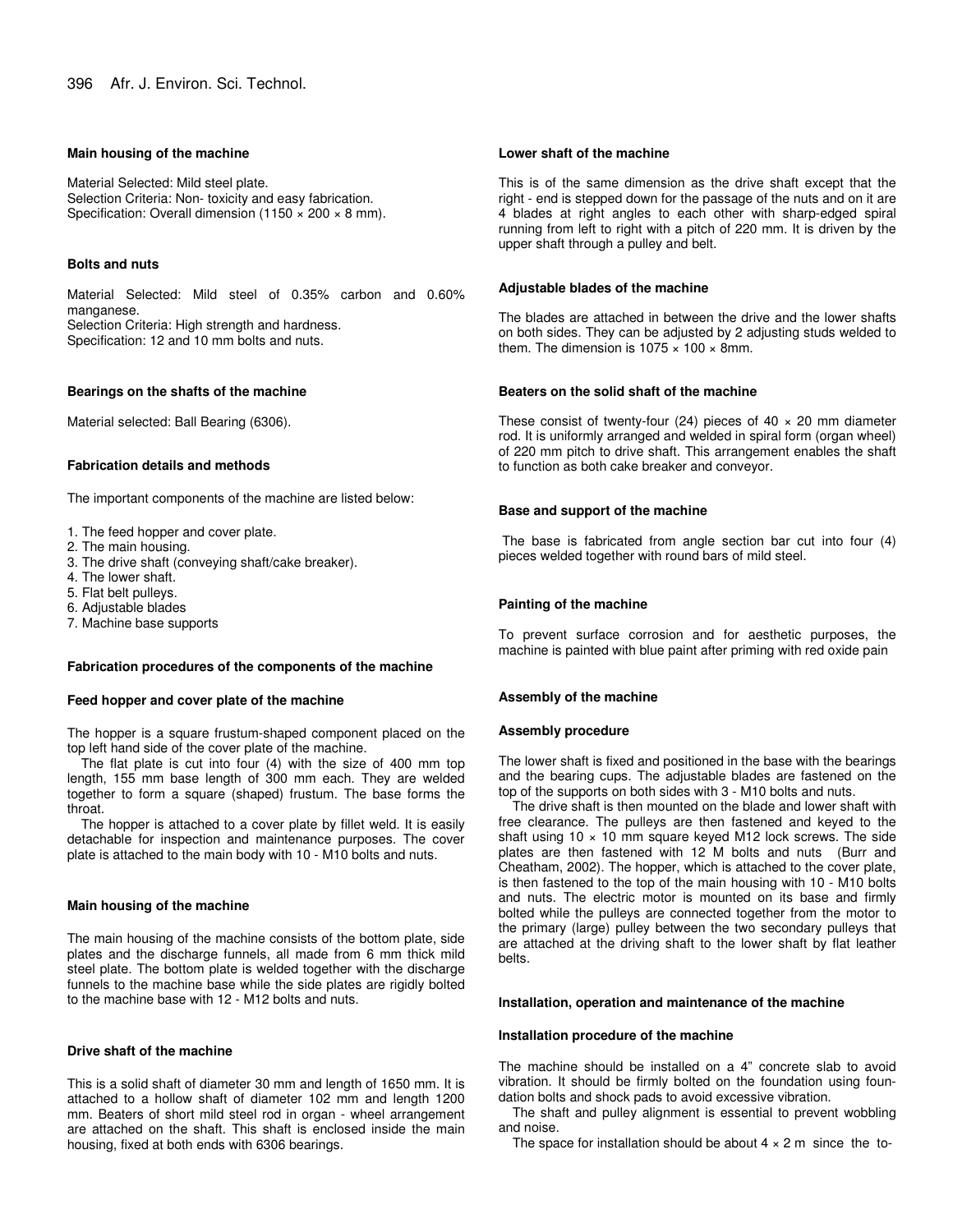### Main housing of the machine

Material Selected: Mild steel plate.
Selection Criteria: Non- toxicity and easy fabrication.
Specification: Overall dimension (1150 × 200 × 8 mm).

### Bolts and nuts

Material Selected: Mild steel of 0.35% carbon and 0.60% manganese.
Selection Criteria: High strength and hardness.
Specification: 12 and 10 mm bolts and nuts.

### Bearings on the shafts of the machine

Material selected: Ball Bearing (6306).

### Fabrication details and methods

The important components of the machine are listed below:

1. The feed hopper and cover plate.
2. The main housing.
3. The drive shaft (conveying shaft/cake breaker).
4. The lower shaft.
5. Flat belt pulleys.
6. Adjustable blades
7. Machine base supports

### Fabrication procedures of the components of the machine

### Feed hopper and cover plate of the machine

The hopper is a square frustum-shaped component placed on the top left hand side of the cover plate of the machine.

The flat plate is cut into four (4) with the size of 400 mm top length, 155 mm base length of 300 mm each. They are welded together to form a square (shaped) frustum. The base forms the throat.

The hopper is attached to a cover plate by fillet weld. It is easily detachable for inspection and maintenance purposes. The cover plate is attached to the main body with 10 - M10 bolts and nuts.

### Main housing of the machine

The main housing of the machine consists of the bottom plate, side plates and the discharge funnels, all made from 6 mm thick mild steel plate. The bottom plate is welded together with the discharge funnels to the machine base while the side plates are rigidly bolted to the machine base with 12 - M12 bolts and nuts.

### Drive shaft of the machine

This is a solid shaft of diameter 30 mm and length of 1650 mm. It is attached to a hollow shaft of diameter 102 mm and length 1200 mm. Beaters of short mild steel rod in organ - wheel arrangement are attached on the shaft. This shaft is enclosed inside the main housing, fixed at both ends with 6306 bearings.

### Lower shaft of the machine

This is of the same dimension as the drive shaft except that the right - end is stepped down for the passage of the nuts and on it are 4 blades at right angles to each other with sharp-edged spiral running from left to right with a pitch of 220 mm. It is driven by the upper shaft through a pulley and belt.

### Adjustable blades of the machine

The blades are attached in between the drive and the lower shafts on both sides. They can be adjusted by 2 adjusting studs welded to them. The dimension is 1075 × 100 × 8mm.

### Beaters on the solid shaft of the machine

These consist of twenty-four (24) pieces of 40 × 20 mm diameter rod. It is uniformly arranged and welded in spiral form (organ wheel) of 220 mm pitch to drive shaft. This arrangement enables the shaft to function as both cake breaker and conveyor.

### Base and support of the machine

The base is fabricated from angle section bar cut into four (4) pieces welded together with round bars of mild steel.

### Painting of the machine

To prevent surface corrosion and for aesthetic purposes, the machine is painted with blue paint after priming with red oxide pain

### Assembly of the machine

### Assembly procedure

The lower shaft is fixed and positioned in the base with the bearings and the bearing cups. The adjustable blades are fastened on the top of the supports on both sides with 3 - M10 bolts and nuts.

The drive shaft is then mounted on the blade and lower shaft with free clearance. The pulleys are then fastened and keyed to the shaft using 10 × 10 mm square keyed M12 lock screws. The side plates are then fastened with 12 M bolts and nuts (Burr and Cheatham, 2002). The hopper, which is attached to the cover plate, is then fastened to the top of the main housing with 10 - M10 bolts and nuts. The electric motor is mounted on its base and firmly bolted while the pulleys are connected together from the motor to the primary (large) pulley between the two secondary pulleys that are attached at the driving shaft to the lower shaft by flat leather belts.

### Installation, operation and maintenance of the machine

### Installation procedure of the machine

The machine should be installed on a 4" concrete slab to avoid vibration. It should be firmly bolted on the foundation using foundation bolts and shock pads to avoid excessive vibration.

The shaft and pulley alignment is essential to prevent wobbling and noise.

The space for installation should be about 4 × 2 m since the to-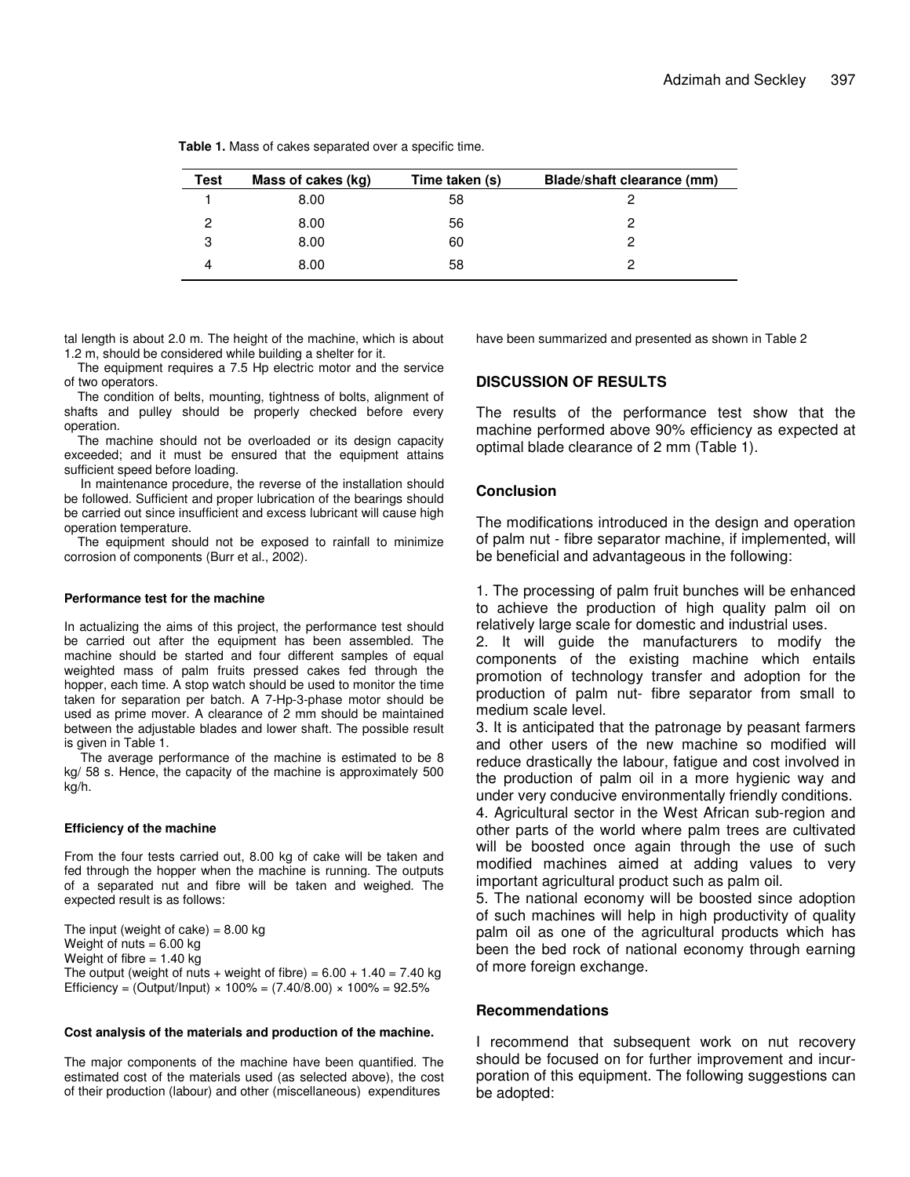**Table 1.** Mass of cakes separated over a specific time.

| Test | Mass of cakes (kg) | Time taken (s) | Blade/shaft clearance (mm) |
|---|---|---|---|
| 1 | 8.00 | 58 | 2 |
| 2 | 8.00 | 56 | 2 |
| 3 | 8.00 | 60 | 2 |
| 4 | 8.00 | 58 | 2 |

tal length is about 2.0 m. The height of the machine, which is about 1.2 m, should be considered while building a shelter for it.

The equipment requires a 7.5 Hp electric motor and the service of two operators.

The condition of belts, mounting, tightness of bolts, alignment of shafts and pulley should be properly checked before every operation.

The machine should not be overloaded or its design capacity exceeded; and it must be ensured that the equipment attains sufficient speed before loading.

In maintenance procedure, the reverse of the installation should be followed. Sufficient and proper lubrication of the bearings should be carried out since insufficient and excess lubricant will cause high operation temperature.

The equipment should not be exposed to rainfall to minimize corrosion of components (Burr et al., 2002).

#### Performance test for the machine

In actualizing the aims of this project, the performance test should be carried out after the equipment has been assembled. The machine should be started and four different samples of equal weighted mass of palm fruits pressed cakes fed through the hopper, each time. A stop watch should be used to monitor the time taken for separation per batch. A 7-Hp-3-phase motor should be used as prime mover. A clearance of 2 mm should be maintained between the adjustable blades and lower shaft. The possible result is given in Table 1.

The average performance of the machine is estimated to be 8 kg/ 58 s. Hence, the capacity of the machine is approximately 500 kg/h.

#### Efficiency of the machine

From the four tests carried out, 8.00 kg of cake will be taken and fed through the hopper when the machine is running. The outputs of a separated nut and fibre will be taken and weighed. The expected result is as follows:

The input (weight of cake) = 8.00 kg
Weight of nuts = 6.00 kg
Weight of fibre = 1.40 kg
The output (weight of nuts + weight of fibre) = 6.00 + 1.40 = 7.40 kg
Efficiency = (Output/Input) × 100% = (7.40/8.00) × 100% = 92.5%

#### Cost analysis of the materials and production of the machine.

The major components of the machine have been quantified. The estimated cost of the materials used (as selected above), the cost of their production (labour) and other (miscellaneous) expenditures have been summarized and presented as shown in Table 2

## DISCUSSION OF RESULTS

The results of the performance test show that the machine performed above 90% efficiency as expected at optimal blade clearance of 2 mm (Table 1).

### Conclusion

The modifications introduced in the design and operation of palm nut - fibre separator machine, if implemented, will be beneficial and advantageous in the following:

1. The processing of palm fruit bunches will be enhanced to achieve the production of high quality palm oil on relatively large scale for domestic and industrial uses.
2. It will guide the manufacturers to modify the components of the existing machine which entails promotion of technology transfer and adoption for the production of palm nut- fibre separator from small to medium scale level.
3. It is anticipated that the patronage by peasant farmers and other users of the new machine so modified will reduce drastically the labour, fatigue and cost involved in the production of palm oil in a more hygienic way and under very conducive environmentally friendly conditions.
4. Agricultural sector in the West African sub-region and other parts of the world where palm trees are cultivated will be boosted once again through the use of such modified machines aimed at adding values to very important agricultural product such as palm oil.
5. The national economy will be boosted since adoption of such machines will help in high productivity of quality palm oil as one of the agricultural products which has been the bed rock of national economy through earning of more foreign exchange.

### Recommendations

I recommend that subsequent work on nut recovery should be focused on for further improvement and incurporation of this equipment. The following suggestions can be adopted: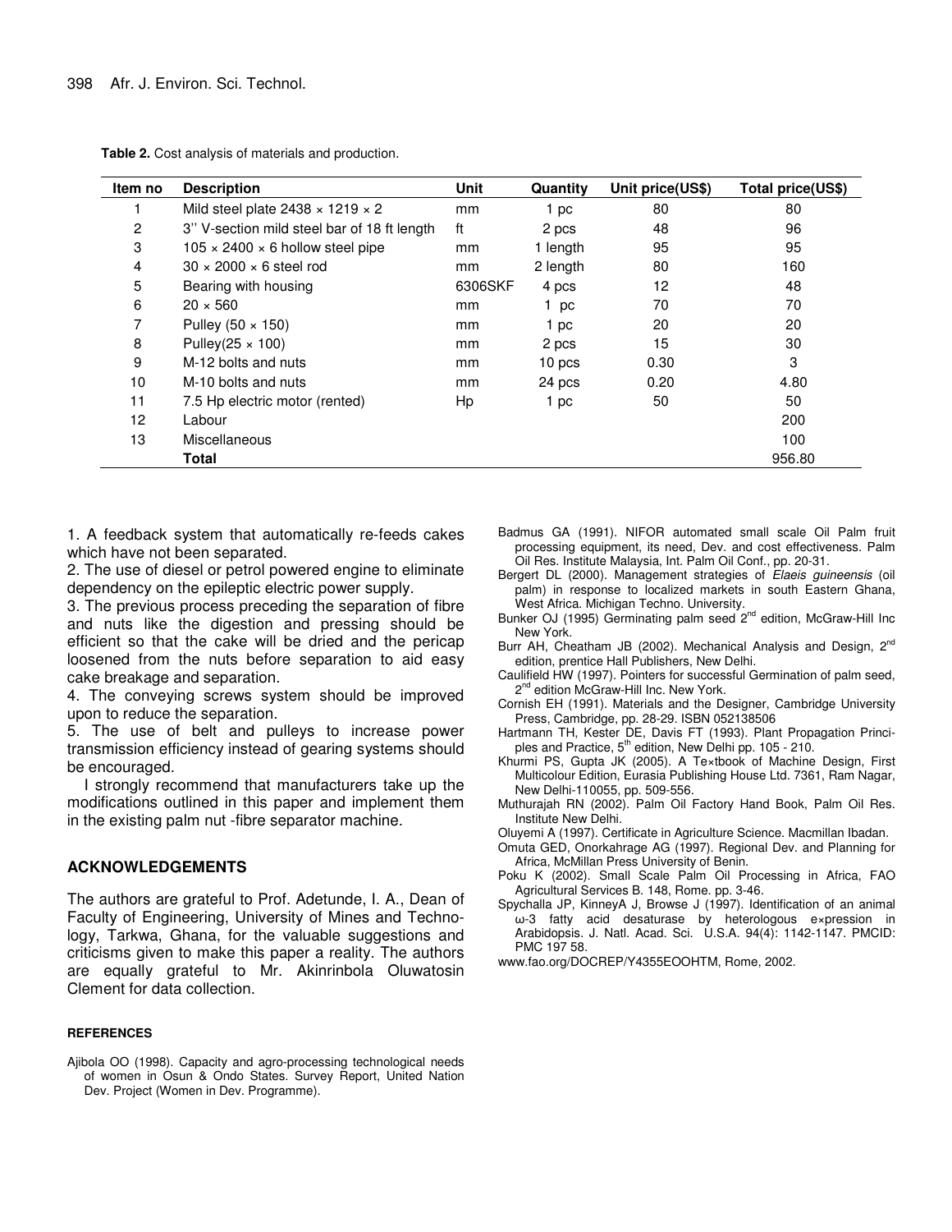**Table 2.** Cost analysis of materials and production.

| Item no | Description | Unit | Quantity | Unit price(US$) | Total price(US$) |
|---|---|---|---|---|---|
| 1 | Mild steel plate 2438 × 1219 × 2 | mm | 1 pc | 80 | 80 |
| 2 | 3'' V-section mild steel bar of 18 ft length | ft | 2 pcs | 48 | 96 |
| 3 | 105 × 2400 × 6 hollow steel pipe | mm | 1 length | 95 | 95 |
| 4 | 30 × 2000 × 6 steel rod | mm | 2 length | 80 | 160 |
| 5 | Bearing with housing | 6306SKF | 4 pcs | 12 | 48 |
| 6 | 20 × 560 | mm | 1 pc | 70 | 70 |
| 7 | Pulley (50 × 150) | mm | 1 pc | 20 | 20 |
| 8 | Pulley(25 × 100) | mm | 2 pcs | 15 | 30 |
| 9 | M-12 bolts and nuts | mm | 10 pcs | 0.30 | 3 |
| 10 | M-10 bolts and nuts | mm | 24 pcs | 0.20 | 4.80 |
| 11 | 7.5 Hp electric motor (rented) | Hp | 1 pc | 50 | 50 |
| 12 | Labour | | | | 200 |
| 13 | Miscellaneous | | | | 100 |
| | **Total** | | | | 956.80 |

1. A feedback system that automatically re-feeds cakes which have not been separated.
2. The use of diesel or petrol powered engine to eliminate dependency on the epileptic electric power supply.
3. The previous process preceding the separation of fibre and nuts like the digestion and pressing should be efficient so that the cake will be dried and the pericap loosened from the nuts before separation to aid easy cake breakage and separation.
4. The conveying screws system should be improved upon to reduce the separation.
5. The use of belt and pulleys to increase power transmission efficiency instead of gearing systems should be encouraged.

I strongly recommend that manufacturers take up the modifications outlined in this paper and implement them in the existing palm nut -fibre separator machine.

## ACKNOWLEDGEMENTS

The authors are grateful to Prof. Adetunde, I. A., Dean of Faculty of Engineering, University of Mines and Technology, Tarkwa, Ghana, for the valuable suggestions and criticisms given to make this paper a reality. The authors are equally grateful to Mr. Akinrinbola Oluwatosin Clement for data collection.

## REFERENCES

Ajibola OO (1998). Capacity and agro-processing technological needs of women in Osun & Ondo States. Survey Report, United Nation Dev. Project (Women in Dev. Programme).

Badmus GA (1991). NIFOR automated small scale Oil Palm fruit processing equipment, its need, Dev. and cost effectiveness. Palm Oil Res. Institute Malaysia, Int. Palm Oil Conf., pp. 20-31.

Bergert DL (2000). Management strategies of *Elaeis guineensis* (oil palm) in response to localized markets in south Eastern Ghana, West Africa. Michigan Techno. University.

Bunker OJ (1995) Germinating palm seed 2nd edition, McGraw-Hill Inc New York.

Burr AH, Cheatham JB (2002). Mechanical Analysis and Design, 2nd edition, prentice Hall Publishers, New Delhi.

Caulifield HW (1997). Pointers for successful Germination of palm seed, 2nd edition McGraw-Hill Inc. New York.

Cornish EH (1991). Materials and the Designer, Cambridge University Press, Cambridge, pp. 28-29. ISBN 052138506

Hartmann TH, Kester DE, Davis FT (1993). Plant Propagation Principles and Practice, 5th edition, New Delhi pp. 105 - 210.

Khurmi PS, Gupta JK (2005). A Te×tbook of Machine Design, First Multicolour Edition, Eurasia Publishing House Ltd. 7361, Ram Nagar, New Delhi-110055, pp. 509-556.

Muthurajah RN (2002). Palm Oil Factory Hand Book, Palm Oil Res. Institute New Delhi.

Oluyemi A (1997). Certificate in Agriculture Science. Macmillan Ibadan.

Omuta GED, Onorkahrage AG (1997). Regional Dev. and Planning for Africa, McMillan Press University of Benin.

Poku K (2002). Small Scale Palm Oil Processing in Africa, FAO Agricultural Services B. 148, Rome. pp. 3-46.

Spychalla JP, KinneyA J, Browse J (1997). Identification of an animal ω-3 fatty acid desaturase by heterologous e×pression in Arabidopsis. J. Natl. Acad. Sci. U.S.A. 94(4): 1142-1147. PMCID: PMC 197 58.

www.fao.org/DOCREP/Y4355EOOHTM, Rome, 2002.